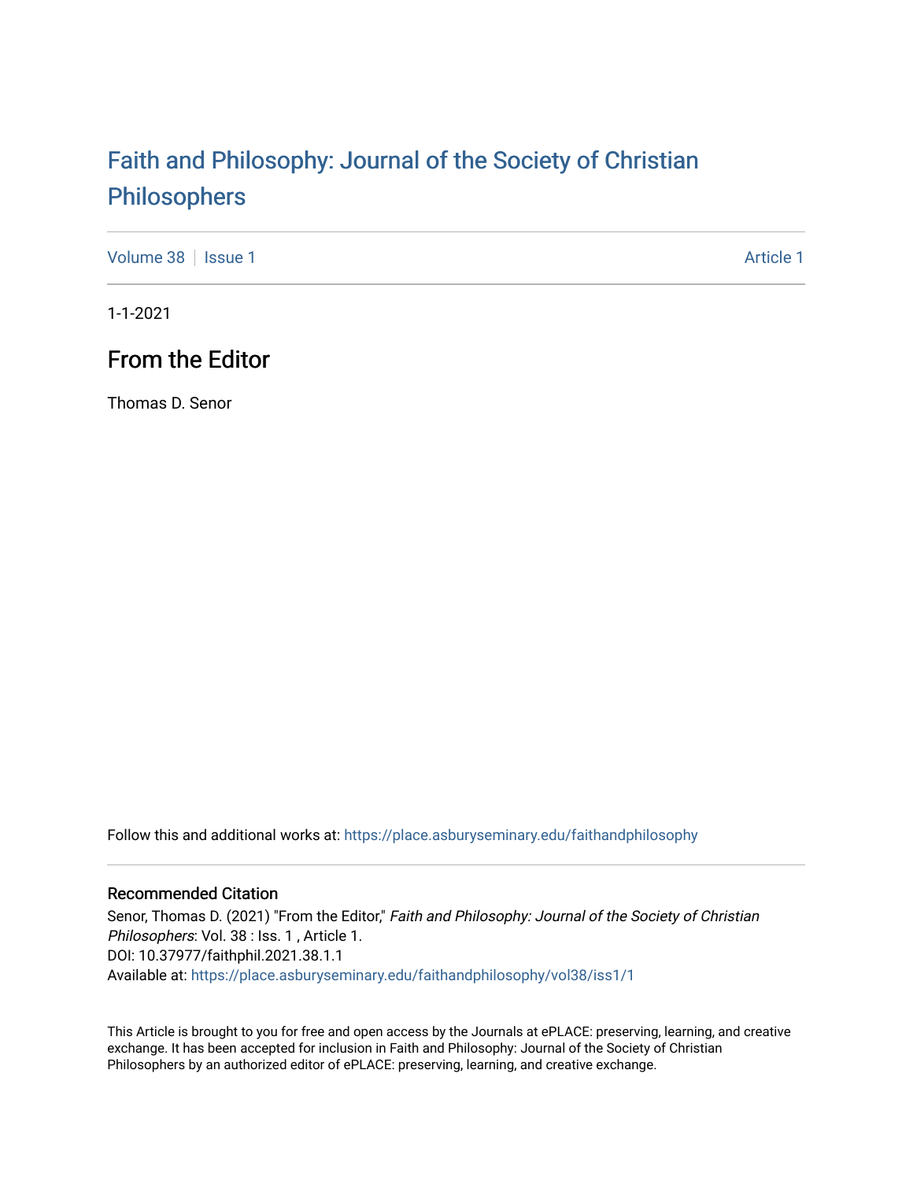# Faith and Philosophy: Journal of the Society of Christian Philosophers

Volume 38 | Issue 1 Article 1

1-1-2021

## From the Editor

Thomas D. Senor

Follow this and additional works at: https://place.asburyseminary.edu/faithandphilosophy

### Recommended Citation

Senor, Thomas D. (2021) "From the Editor," *Faith and Philosophy: Journal of the Society of Christian Philosophers*: Vol. 38 : Iss. 1 , Article 1.
DOI: 10.37977/faithphil.2021.38.1.1
Available at: https://place.asburyseminary.edu/faithandphilosophy/vol38/iss1/1

This Article is brought to you for free and open access by the Journals at ePLACE: preserving, learning, and creative exchange. It has been accepted for inclusion in Faith and Philosophy: Journal of the Society of Christian Philosophers by an authorized editor of ePLACE: preserving, learning, and creative exchange.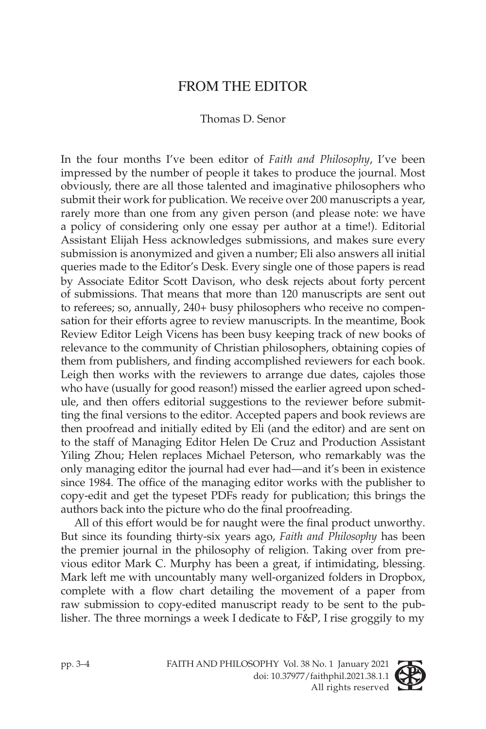# FROM THE EDITOR

Thomas D. Senor

In the four months I've been editor of *Faith and Philosophy*, I've been impressed by the number of people it takes to produce the journal. Most obviously, there are all those talented and imaginative philosophers who submit their work for publication. We receive over 200 manuscripts a year, rarely more than one from any given person (and please note: we have a policy of considering only one essay per author at a time!). Editorial Assistant Elijah Hess acknowledges submissions, and makes sure every submission is anonymized and given a number; Eli also answers all initial queries made to the Editor's Desk. Every single one of those papers is read by Associate Editor Scott Davison, who desk rejects about forty percent of submissions. That means that more than 120 manuscripts are sent out to referees; so, annually, 240+ busy philosophers who receive no compensation for their efforts agree to review manuscripts. In the meantime, Book Review Editor Leigh Vicens has been busy keeping track of new books of relevance to the community of Christian philosophers, obtaining copies of them from publishers, and finding accomplished reviewers for each book. Leigh then works with the reviewers to arrange due dates, cajoles those who have (usually for good reason!) missed the earlier agreed upon schedule, and then offers editorial suggestions to the reviewer before submitting the final versions to the editor. Accepted papers and book reviews are then proofread and initially edited by Eli (and the editor) and are sent on to the staff of Managing Editor Helen De Cruz and Production Assistant Yiling Zhou; Helen replaces Michael Peterson, who remarkably was the only managing editor the journal had ever had—and it's been in existence since 1984. The office of the managing editor works with the publisher to copy-edit and get the typeset PDFs ready for publication; this brings the authors back into the picture who do the final proofreading.

All of this effort would be for naught were the final product unworthy. But since its founding thirty-six years ago, *Faith and Philosophy* has been the premier journal in the philosophy of religion. Taking over from previous editor Mark C. Murphy has been a great, if intimidating, blessing. Mark left me with uncountably many well-organized folders in Dropbox, complete with a flow chart detailing the movement of a paper from raw submission to copy-edited manuscript ready to be sent to the publisher. The three mornings a week I dedicate to F&P, I rise groggily to my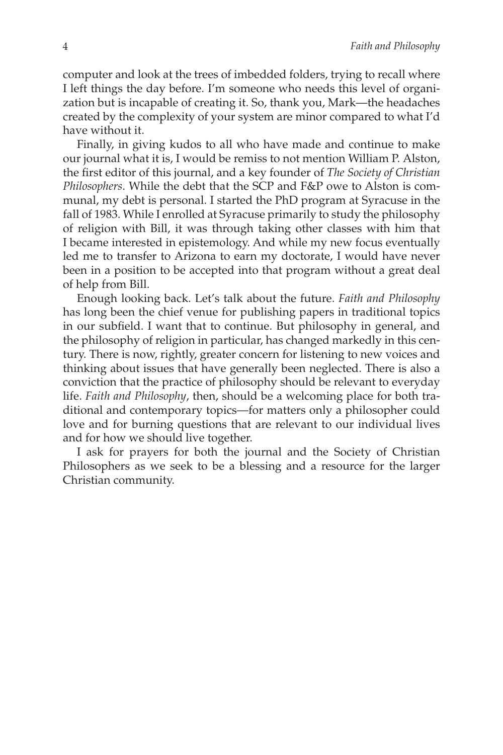computer and look at the trees of imbedded folders, trying to recall where I left things the day before. I'm someone who needs this level of organization but is incapable of creating it. So, thank you, Mark—the headaches created by the complexity of your system are minor compared to what I'd have without it.

Finally, in giving kudos to all who have made and continue to make our journal what it is, I would be remiss to not mention William P. Alston, the first editor of this journal, and a key founder of *The Society of Christian Philosophers*. While the debt that the SCP and F&P owe to Alston is communal, my debt is personal. I started the PhD program at Syracuse in the fall of 1983. While I enrolled at Syracuse primarily to study the philosophy of religion with Bill, it was through taking other classes with him that I became interested in epistemology. And while my new focus eventually led me to transfer to Arizona to earn my doctorate, I would have never been in a position to be accepted into that program without a great deal of help from Bill.

Enough looking back. Let's talk about the future. *Faith and Philosophy* has long been the chief venue for publishing papers in traditional topics in our subfield. I want that to continue. But philosophy in general, and the philosophy of religion in particular, has changed markedly in this century. There is now, rightly, greater concern for listening to new voices and thinking about issues that have generally been neglected. There is also a conviction that the practice of philosophy should be relevant to everyday life. *Faith and Philosophy*, then, should be a welcoming place for both traditional and contemporary topics—for matters only a philosopher could love and for burning questions that are relevant to our individual lives and for how we should live together.

I ask for prayers for both the journal and the Society of Christian Philosophers as we seek to be a blessing and a resource for the larger Christian community.